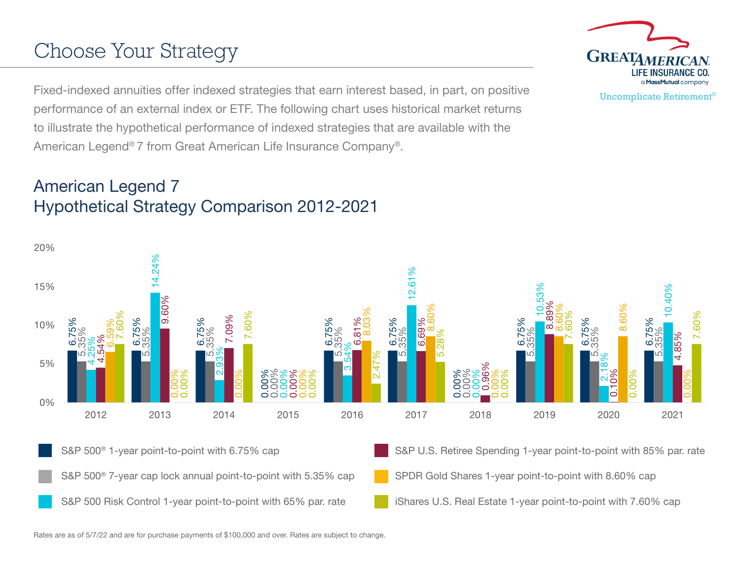# Choose Your Strategy

Fixed-indexed annuities offer indexed strategies that earn interest based, in part, on positive performance of an external index or ETF. The following chart uses historical market returns to illustrate the hypothetical performance of indexed strategies that are available with the American Legend® 7 from Great American Life Insurance Company®.

## American Legend 7
## Hypothetical Strategy Comparison 2012-2021

| Year | S&P 500® 1-year point-to-point with 6.75% cap | S&P 500® 7-year cap lock annual point-to-point with 5.35% cap | S&P 500 Risk Control 1-year point-to-point with 65% par. rate | S&P U.S. Retiree Spending 1-year point-to-point with 85% par. rate | SPDR Gold Shares 1-year point-to-point with 8.60% cap | iShares U.S. Real Estate 1-year point-to-point with 7.60% cap |
|---|---|---|---|---|---|---|
| 2012 | 6.75% | 5.35% | 4.25% | 4.54% | 6.59% | 7.60% |
| 2013 | 6.75% | 5.35% | 14.24% | 9.60% | 0.00% | 0.00% |
| 2014 | 6.75% | 5.35% | 2.93% | 7.09% | 0.00% | 7.60% |
| 2015 | 0.00% | 0.00% | 0.00% | 0.00% | 0.00% | 0.00% |
| 2016 | 6.75% | 5.35% | 3.54% | 6.81% | 8.03% | 2.47% |
| 2017 | 6.75% | 5.35% | 12.61% | 6.69% | 8.60% | 5.28% |
| 2018 | 0.00% | 0.00% | 0.00% | 0.96% | 0.00% | 0.00% |
| 2019 | 6.75% | 5.35% | 10.53% | 8.89% | 8.60% | 7.60% |
| 2020 | 6.75% | 5.35% | 2.18% | 0.10% | 8.60% | 0.00% |
| 2021 | 6.75% | 5.35% | 10.40% | 4.85% | 0.00% | 7.60% |

Rates are as of 5/7/22 and are for purchase payments of $100,000 and over. Rates are subject to change.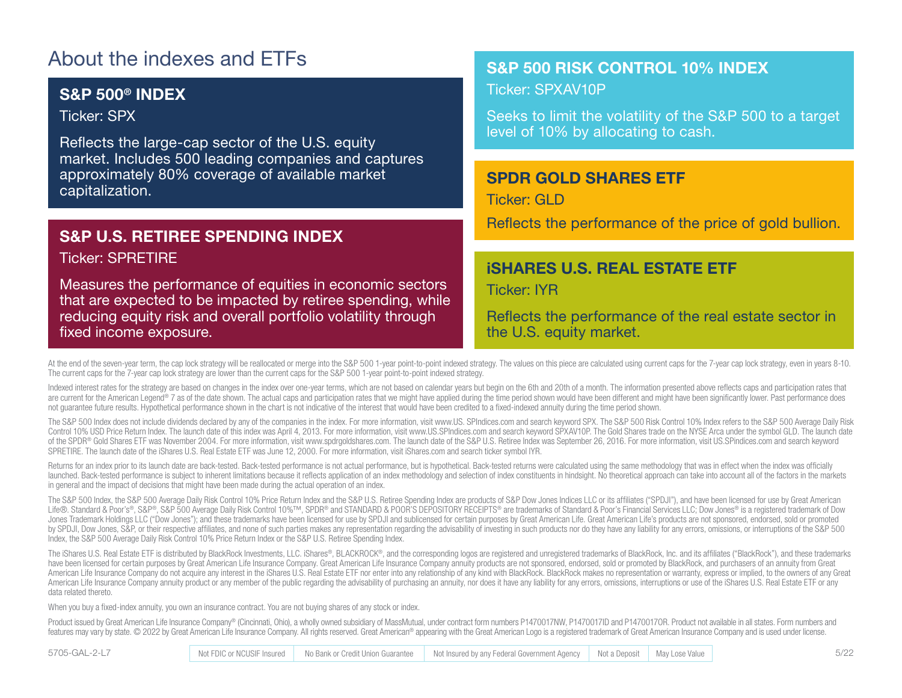# About the indexes and ETFs

## S&P 500® INDEX

Ticker: SPX

Reflects the large-cap sector of the U.S. equity market. Includes 500 leading companies and captures approximately 80% coverage of available market capitalization.

## S&P U.S. RETIREE SPENDING INDEX

Ticker: SPRETIRE

Measures the performance of equities in economic sectors that are expected to be impacted by retiree spending, while reducing equity risk and overall portfolio volatility through fixed income exposure.

## S&P 500 RISK CONTROL 10% INDEX

Ticker: SPXAV10P

Seeks to limit the volatility of the S&P 500 to a target level of 10% by allocating to cash.

## SPDR GOLD SHARES ETF

Ticker: GLD

Reflects the performance of the price of gold bullion.

## iSHARES U.S. REAL ESTATE ETF

Ticker: IYR

Reflects the performance of the real estate sector in the U.S. equity market.

At the end of the seven-year term, the cap lock strategy will be reallocated or merge into the S&P 500 1-year point-to-point indexed strategy. The values on this piece are calculated using current caps for the 7-year cap lock strategy, even in years 8-10. The current caps for the 7-year cap lock strategy are lower than the current caps for the S&P 500 1-year point-to-point indexed strategy.

Indexed interest rates for the strategy are based on changes in the index over one-year terms, which are not based on calendar years but begin on the 6th and 20th of a month. The information presented above reflects caps and participation rates that are current for the American Legend® 7 as of the date shown. The actual caps and participation rates that we might have applied during the time period shown would have been different and might have been significantly lower. Past performance does not guarantee future results. Hypothetical performance shown in the chart is not indicative of the interest that would have been credited to a fixed-indexed annuity during the time period shown.

The S&P 500 Index does not include dividends declared by any of the companies in the index. For more information, visit www.US. SPIndices.com and search keyword SPX. The S&P 500 Risk Control 10% Index refers to the S&P 500 Average Daily Risk Control 10% USD Price Return Index. The launch date of this index was April 4, 2013. For more information, visit www.US.SPIndices.com and search keyword SPXAV10P. The Gold Shares trade on the NYSE Arca under the symbol GLD. The launch date of the SPDR® Gold Shares ETF was November 2004. For more information, visit www.spdrgoldshares.com. The launch date of the S&P U.S. Retiree Index was September 26, 2016. For more information, visit US.SPindices.com and search keyword SPRETIRE. The launch date of the iShares U.S. Real Estate ETF was June 12, 2000. For more information, visit iShares.com and search ticker symbol IYR.

Returns for an index prior to its launch date are back-tested. Back-tested performance is not actual performance, but is hypothetical. Back-tested returns were calculated using the same methodology that was in effect when the index was officially launched. Back-tested performance is subject to inherent limitations because it reflects application of an index methodology and selection of index constituents in hindsight. No theoretical approach can take into account all of the factors in the markets in general and the impact of decisions that might have been made during the actual operation of an index.

The S&P 500 Index, the S&P 500 Average Daily Risk Control 10% Price Return Index and the S&P U.S. Retiree Spending Index are products of S&P Dow Jones Indices LLC or its affiliates ("SPDJI"), and have been licensed for use by Great American Life®. Standard & Poor's®, S&P®, S&P 500 Average Daily Risk Control 10%™, SPDR® and STANDARD & POOR'S DEPOSITORY RECEIPTS® are trademarks of Standard & Poor's Financial Services LLC; Dow Jones® is a registered trademark of Dow Jones Trademark Holdings LLC ("Dow Jones"); and these trademarks have been licensed for use by SPDJI and sublicensed for certain purposes by Great American Life. Great American Life's products are not sponsored, endorsed, sold or promoted by SPDJI, Dow Jones, S&P, or their respective affiliates, and none of such parties makes any representation regarding the advisability of investing in such products nor do they have any liability for any errors, omissions, or interruptions of the S&P 500 Index, the S&P 500 Average Daily Risk Control 10% Price Return Index or the S&P U.S. Retiree Spending Index.

The iShares U.S. Real Estate ETF is distributed by BlackRock Investments, LLC. iShares®, BLACKROCK®, and the corresponding logos are registered and unregistered trademarks of BlackRock, Inc. and its affiliates ("BlackRock"), and these trademarks have been licensed for certain purposes by Great American Life Insurance Company. Great American Life Insurance Company annuity products are not sponsored, endorsed, sold or promoted by BlackRock, and purchasers of an annuity from Great American Life Insurance Company do not acquire any interest in the iShares U.S. Real Estate ETF nor enter into any relationship of any kind with BlackRock. BlackRock makes no representation or warranty, express or implied, to the owners of any Great American Life Insurance Company annuity product or any member of the public regarding the advisability of purchasing an annuity, nor does it have any liability for any errors, omissions, interruptions or use of the iShares U.S. Real Estate ETF or any data related thereto.

When you buy a fixed-index annuity, you own an insurance contract. You are not buying shares of any stock or index.

Product issued by Great American Life Insurance Company® (Cincinnati, Ohio), a wholly owned subsidiary of MassMutual, under contract form numbers P1470017NW, P1470017ID and P1470017OR. Product not available in all states. Form numbers and features may vary by state. © 2022 by Great American Life Insurance Company. All rights reserved. Great American® appearing with the Great American Logo is a registered trademark of Great American Insurance Company and is used under license.

5705-GAL-2-L7

| Not FDIC or NCUSIF Insured | No Bank or Credit Union Guarantee | Not Insured by any Federal Government Agency | Not a Deposit | May Lose Value |
|---|---|---|---|---|

5/22